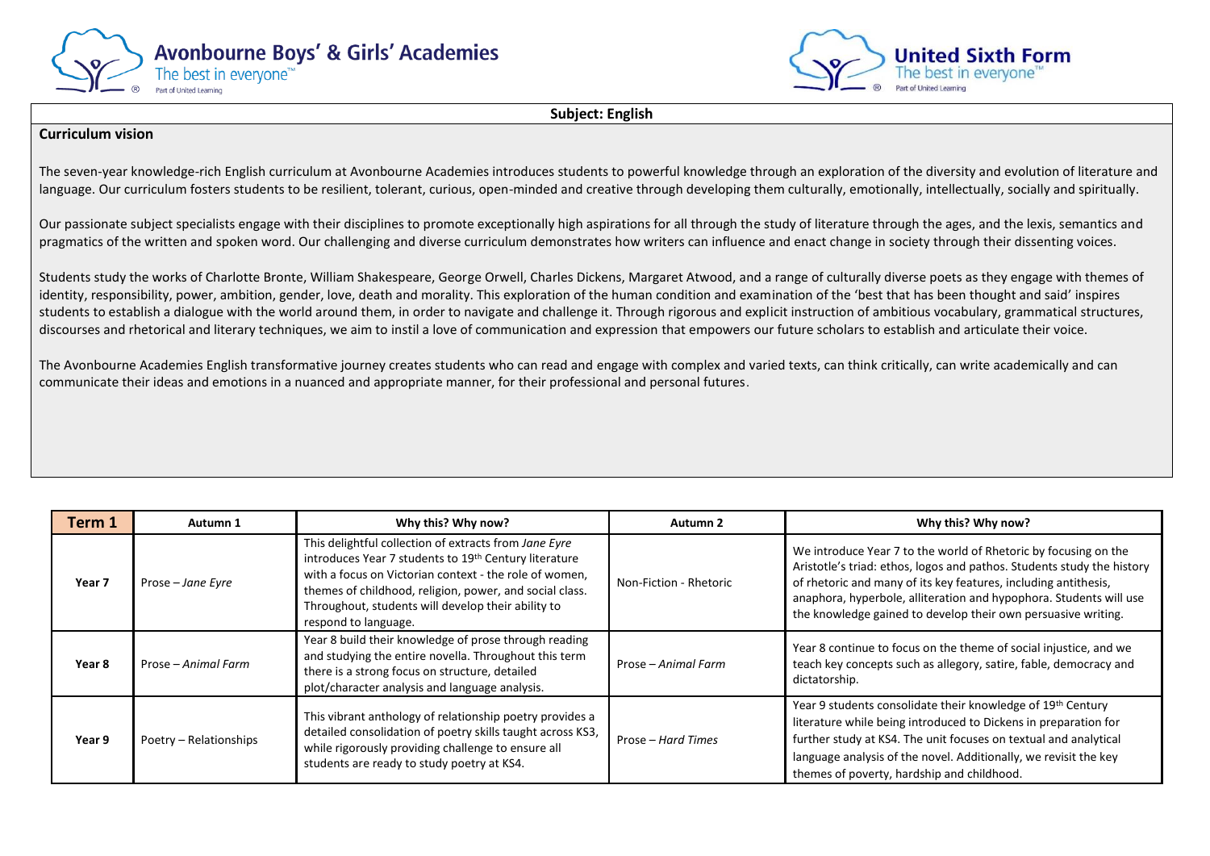Avonbourne Boys' & Girls' Academies
The best in everyone™
Part of United Learning

United Sixth Form
The best in everyone™
Part of United Learning

**Subject: English**

## Curriculum vision

The seven-year knowledge-rich English curriculum at Avonbourne Academies introduces students to powerful knowledge through an exploration of the diversity and evolution of literature and language. Our curriculum fosters students to be resilient, tolerant, curious, open-minded and creative through developing them culturally, emotionally, intellectually, socially and spiritually.

Our passionate subject specialists engage with their disciplines to promote exceptionally high aspirations for all through the study of literature through the ages, and the lexis, semantics and pragmatics of the written and spoken word. Our challenging and diverse curriculum demonstrates how writers can influence and enact change in society through their dissenting voices.

Students study the works of Charlotte Bronte, William Shakespeare, George Orwell, Charles Dickens, Margaret Atwood, and a range of culturally diverse poets as they engage with themes of identity, responsibility, power, ambition, gender, love, death and morality. This exploration of the human condition and examination of the 'best that has been thought and said' inspires students to establish a dialogue with the world around them, in order to navigate and challenge it. Through rigorous and explicit instruction of ambitious vocabulary, grammatical structures, discourses and rhetorical and literary techniques, we aim to instil a love of communication and expression that empowers our future scholars to establish and articulate their voice.

The Avonbourne Academies English transformative journey creates students who can read and engage with complex and varied texts, can think critically, can write academically and can communicate their ideas and emotions in a nuanced and appropriate manner, for their professional and personal futures.

| Term 1 | Autumn 1 | Why this? Why now? | Autumn 2 | Why this? Why now? |
|---|---|---|---|---|
| **Year 7** | Prose – *Jane Eyre* | This delightful collection of extracts from *Jane Eyre* introduces Year 7 students to 19th Century literature with a focus on Victorian context - the role of women, themes of childhood, religion, power, and social class. Throughout, students will develop their ability to respond to language. | Non-Fiction - Rhetoric | We introduce Year 7 to the world of Rhetoric by focusing on the Aristotle's triad: ethos, logos and pathos. Students study the history of rhetoric and many of its key features, including antithesis, anaphora, hyperbole, alliteration and hypophora. Students will use the knowledge gained to develop their own persuasive writing. |
| **Year 8** | Prose – *Animal Farm* | Year 8 build their knowledge of prose through reading and studying the entire novella. Throughout this term there is a strong focus on structure, detailed plot/character analysis and language analysis. | Prose – *Animal Farm* | Year 8 continue to focus on the theme of social injustice, and we teach key concepts such as allegory, satire, fable, democracy and dictatorship. |
| **Year 9** | Poetry – Relationships | This vibrant anthology of relationship poetry provides a detailed consolidation of poetry skills taught across KS3, while rigorously providing challenge to ensure all students are ready to study poetry at KS4. | Prose – *Hard Times* | Year 9 students consolidate their knowledge of 19th Century literature while being introduced to Dickens in preparation for further study at KS4. The unit focuses on textual and analytical language analysis of the novel. Additionally, we revisit the key themes of poverty, hardship and childhood. |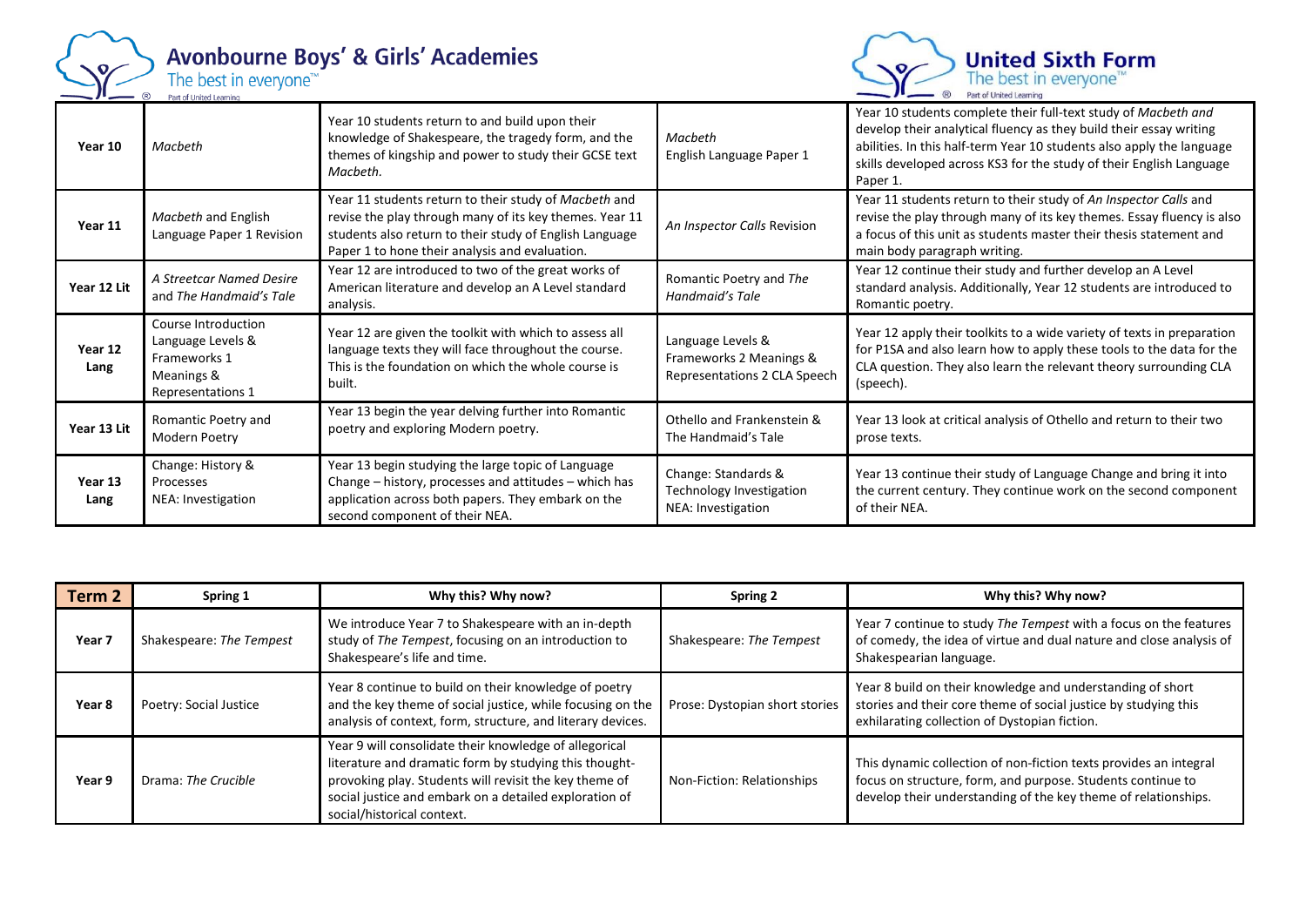| | | | | |
|---|---|---|---|---|
| **Year 10** | *Macbeth* | Year 10 students return to and build upon their knowledge of Shakespeare, the tragedy form, and the themes of kingship and power to study their GCSE text *Macbeth.* | *Macbeth*<br>English Language Paper 1 | Year 10 students complete their full-text study of *Macbeth and* develop their analytical fluency as they build their essay writing abilities. In this half-term Year 10 students also apply the language skills developed across KS3 for the study of their English Language Paper 1. |
| **Year 11** | *Macbeth* and English Language Paper 1 Revision | Year 11 students return to their study of *Macbeth* and revise the play through many of its key themes. Year 11 students also return to their study of English Language Paper 1 to hone their analysis and evaluation. | *An Inspector Calls* Revision | Year 11 students return to their study of *An Inspector Calls* and revise the play through many of its key themes. Essay fluency is also a focus of this unit as students master their thesis statement and main body paragraph writing. |
| **Year 12 Lit** | *A Streetcar Named Desire* and *The Handmaid's Tale* | Year 12 are introduced to two of the great works of American literature and develop an A Level standard analysis. | Romantic Poetry and *The Handmaid's Tale* | Year 12 continue their study and further develop an A Level standard analysis. Additionally, Year 12 students are introduced to Romantic poetry. |
| **Year 12 Lang** | Course Introduction<br>Language Levels & Frameworks 1<br>Meanings & Representations 1 | Year 12 are given the toolkit with which to assess all language texts they will face throughout the course. This is the foundation on which the whole course is built. | Language Levels & Frameworks 2 Meanings & Representations 2 CLA Speech | Year 12 apply their toolkits to a wide variety of texts in preparation for P1SA and also learn how to apply these tools to the data for the CLA question. They also learn the relevant theory surrounding CLA (speech). |
| **Year 13 Lit** | Romantic Poetry and Modern Poetry | Year 13 begin the year delving further into Romantic poetry and exploring Modern poetry. | Othello and Frankenstein & The Handmaid's Tale | Year 13 look at critical analysis of Othello and return to their two prose texts. |
| **Year 13 Lang** | Change: History & Processes<br>NEA: Investigation | Year 13 begin studying the large topic of Language Change – history, processes and attitudes – which has application across both papers. They embark on the second component of their NEA. | Change: Standards & Technology Investigation<br>NEA: Investigation | Year 13 continue their study of Language Change and bring it into the current century. They continue work on the second component of their NEA. |

| **Term 2** | **Spring 1** | **Why this? Why now?** | **Spring 2** | **Why this? Why now?** |
|---|---|---|---|---|
| **Year 7** | Shakespeare: *The Tempest* | We introduce Year 7 to Shakespeare with an in-depth study of *The Tempest*, focusing on an introduction to Shakespeare's life and time. | Shakespeare: *The Tempest* | Year 7 continue to study *The Tempest* with a focus on the features of comedy, the idea of virtue and dual nature and close analysis of Shakespearian language. |
| **Year 8** | Poetry: Social Justice | Year 8 continue to build on their knowledge of poetry and the key theme of social justice, while focusing on the analysis of context, form, structure, and literary devices. | Prose: Dystopian short stories | Year 8 build on their knowledge and understanding of short stories and their core theme of social justice by studying this exhilarating collection of Dystopian fiction. |
| **Year 9** | Drama: *The Crucible* | Year 9 will consolidate their knowledge of allegorical literature and dramatic form by studying this thought-provoking play. Students will revisit the key theme of social justice and embark on a detailed exploration of social/historical context. | Non-Fiction: Relationships | This dynamic collection of non-fiction texts provides an integral focus on structure, form, and purpose. Students continue to develop their understanding of the key theme of relationships. |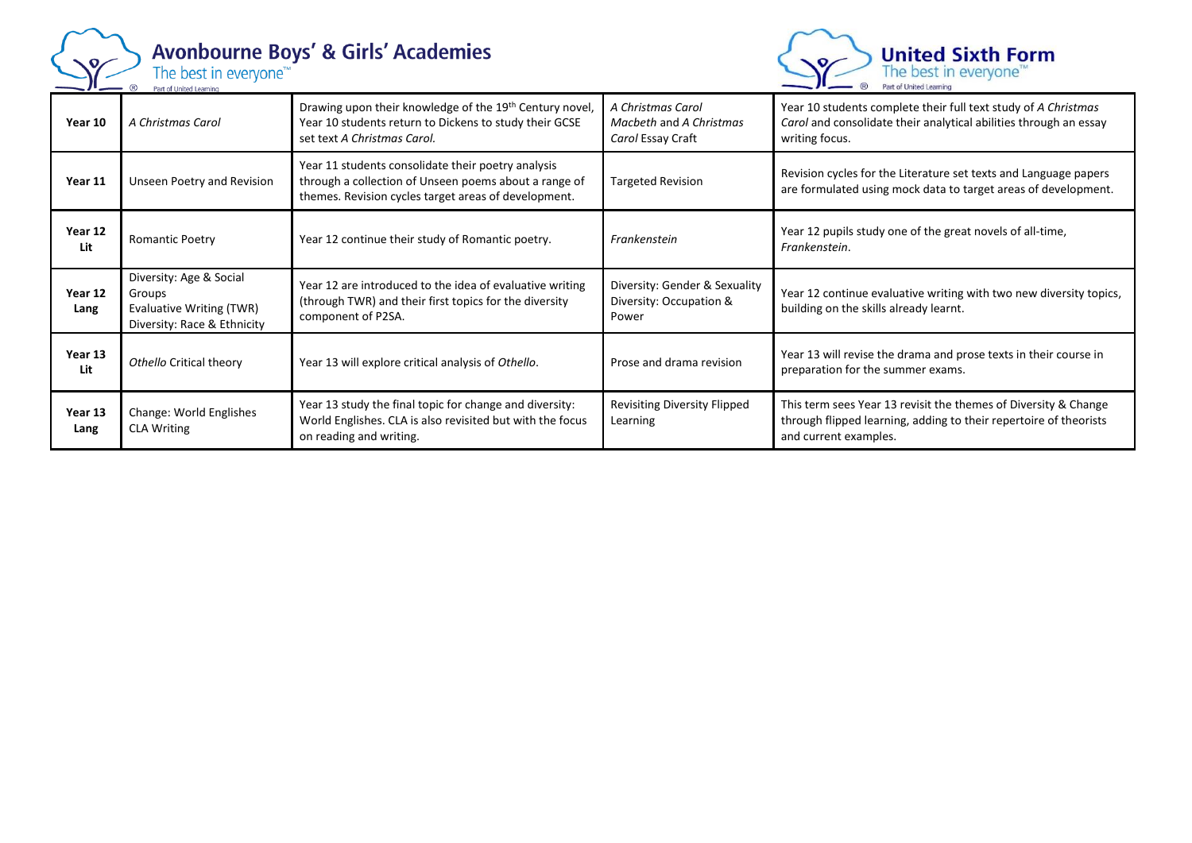| Year 10 | *A Christmas Carol* | Drawing upon their knowledge of the 19th Century novel, Year 10 students return to Dickens to study their GCSE set text *A Christmas Carol.* | *A Christmas Carol* *Macbeth* and *A Christmas Carol* Essay Craft | Year 10 students complete their full text study of *A Christmas Carol* and consolidate their analytical abilities through an essay writing focus. |
|---|---|---|---|---|
| **Year 11** | Unseen Poetry and Revision | Year 11 students consolidate their poetry analysis through a collection of Unseen poems about a range of themes. Revision cycles target areas of development. | Targeted Revision | Revision cycles for the Literature set texts and Language papers are formulated using mock data to target areas of development. |
| **Year 12 Lit** | Romantic Poetry | Year 12 continue their study of Romantic poetry. | *Frankenstein* | Year 12 pupils study one of the great novels of all-time, *Frankenstein*. |
| **Year 12 Lang** | Diversity: Age & Social Groups Evaluative Writing (TWR) Diversity: Race & Ethnicity | Year 12 are introduced to the idea of evaluative writing (through TWR) and their first topics for the diversity component of P2SA. | Diversity: Gender & Sexuality Diversity: Occupation & Power | Year 12 continue evaluative writing with two new diversity topics, building on the skills already learnt. |
| **Year 13 Lit** | *Othello* Critical theory | Year 13 will explore critical analysis of *Othello*. | Prose and drama revision | Year 13 will revise the drama and prose texts in their course in preparation for the summer exams. |
| **Year 13 Lang** | Change: World Englishes CLA Writing | Year 13 study the final topic for change and diversity: World Englishes. CLA is also revisited but with the focus on reading and writing. | Revisiting Diversity Flipped Learning | This term sees Year 13 revisit the themes of Diversity & Change through flipped learning, adding to their repertoire of theorists and current examples. |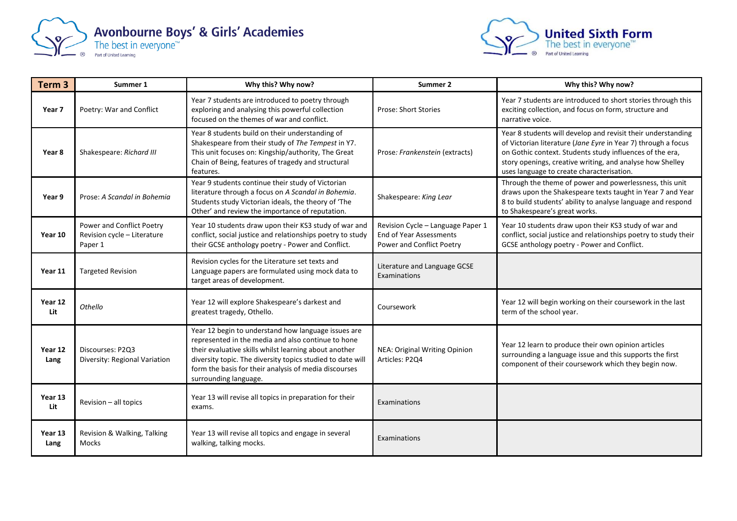Avonbourne Boys' & Girls' Academies
The best in everyone™
Part of United Learning

United Sixth Form
The best in everyone™
Part of United Learning

| Term 3 | Summer 1 | Why this? Why now? | Summer 2 | Why this? Why now? |
|---|---|---|---|---|
| **Year 7** | Poetry: War and Conflict | Year 7 students are introduced to poetry through exploring and analysing this powerful collection focused on the themes of war and conflict. | Prose: Short Stories | Year 7 students are introduced to short stories through this exciting collection, and focus on form, structure and narrative voice. |
| **Year 8** | Shakespeare: *Richard III* | Year 8 students build on their understanding of Shakespeare from their study of *The Tempest* in Y7. This unit focuses on: Kingship/authority, The Great Chain of Being, features of tragedy and structural features. | Prose*: Frankenstein* (extracts) | Year 8 students will develop and revisit their understanding of Victorian literature (*Jane Eyre* in Year 7) through a focus on Gothic context. Students study influences of the era, story openings, creative writing, and analyse how Shelley uses language to create characterisation. |
| **Year 9** | Prose: *A Scandal in Bohemia* | Year 9 students continue their study of Victorian literature through a focus on *A Scandal in Bohemia*. Students study Victorian ideals, the theory of 'The Other' and review the importance of reputation. | Shakespeare: *King Lear* | Through the theme of power and powerlessness, this unit draws upon the Shakespeare texts taught in Year 7 and Year 8 to build students' ability to analyse language and respond to Shakespeare's great works. |
| **Year 10** | Power and Conflict Poetry<br>Revision cycle – Literature Paper 1 | Year 10 students draw upon their KS3 study of war and conflict, social justice and relationships poetry to study their GCSE anthology poetry - Power and Conflict. | Revision Cycle – Language Paper 1<br>End of Year Assessments<br>Power and Conflict Poetry | Year 10 students draw upon their KS3 study of war and conflict, social justice and relationships poetry to study their GCSE anthology poetry - Power and Conflict. |
| **Year 11** | Targeted Revision | Revision cycles for the Literature set texts and Language papers are formulated using mock data to target areas of development. | Literature and Language GCSE Examinations | |
| **Year 12 Lit** | *Othello* | Year 12 will explore Shakespeare's darkest and greatest tragedy, Othello. | Coursework | Year 12 will begin working on their coursework in the last term of the school year. |
| **Year 12 Lang** | Discourses: P2Q3<br>Diversity: Regional Variation | Year 12 begin to understand how language issues are represented in the media and also continue to hone their evaluative skills whilst learning about another diversity topic. The diversity topics studied to date will form the basis for their analysis of media discourses surrounding language. | NEA: Original Writing Opinion Articles: P2Q4 | Year 12 learn to produce their own opinion articles surrounding a language issue and this supports the first component of their coursework which they begin now. |
| **Year 13 Lit** | Revision – all topics | Year 13 will revise all topics in preparation for their exams. | Examinations | |
| **Year 13 Lang** | Revision & Walking, Talking Mocks | Year 13 will revise all topics and engage in several walking, talking mocks. | Examinations | |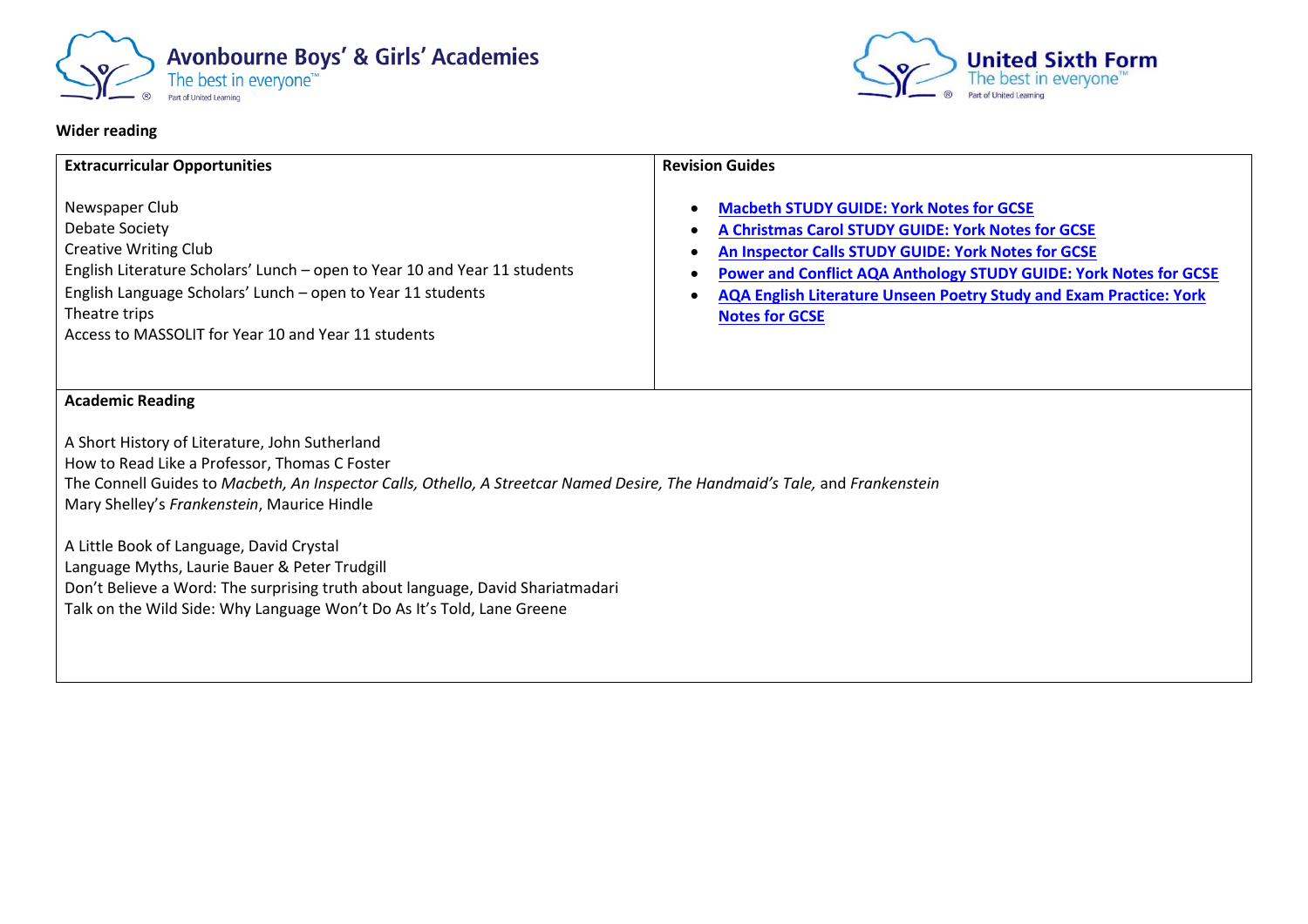**Wider reading**

| **Extracurricular Opportunities** | **Revision Guides** |
|---|---|
| Newspaper Club<br>Debate Society<br>Creative Writing Club<br>English Literature Scholars' Lunch – open to Year 10 and Year 11 students<br>English Language Scholars' Lunch – open to Year 11 students<br>Theatre trips<br>Access to MASSOLIT for Year 10 and Year 11 students | • **Macbeth STUDY GUIDE: York Notes for GCSE**<br>• **A Christmas Carol STUDY GUIDE: York Notes for GCSE**<br>• **An Inspector Calls STUDY GUIDE: York Notes for GCSE**<br>• **Power and Conflict AQA Anthology STUDY GUIDE: York Notes for GCSE**<br>• **AQA English Literature Unseen Poetry Study and Exam Practice: York Notes for GCSE** |

**Academic Reading**

A Short History of Literature, John Sutherland
How to Read Like a Professor, Thomas C Foster
The Connell Guides to *Macbeth, An Inspector Calls, Othello, A Streetcar Named Desire, The Handmaid's Tale,* and *Frankenstein*
Mary Shelley's *Frankenstein*, Maurice Hindle

A Little Book of Language, David Crystal
Language Myths, Laurie Bauer & Peter Trudgill
Don't Believe a Word: The surprising truth about language, David Shariatmadari
Talk on the Wild Side: Why Language Won't Do As It's Told, Lane Greene